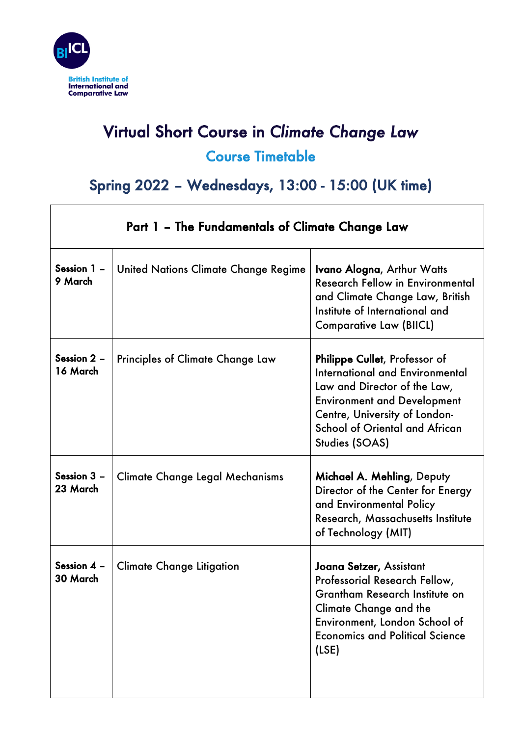British Institute of International and Comparative Law

# Virtual Short Course in *Climate Change Law*

## Course Timetable

## Spring 2022 – Wednesdays, 13:00 - 15:00 (UK time)

| Part 1 – The Fundamentals of Climate Change Law | | |
|---|---|---|
| **Session 1 – 9 March** | United Nations Climate Change Regime | **Ivano Alogna**, Arthur Watts Research Fellow in Environmental and Climate Change Law, British Institute of International and Comparative Law (BIICL) |
| **Session 2 – 16 March** | Principles of Climate Change Law | **Philippe Cullet**, Professor of International and Environmental Law and Director of the Law, Environment and Development Centre, University of London-School of Oriental and African Studies (SOAS) |
| **Session 3 – 23 March** | Climate Change Legal Mechanisms | **Michael A. Mehling**, Deputy Director of the Center for Energy and Environmental Policy Research, Massachusetts Institute of Technology (MIT) |
| **Session 4 – 30 March** | Climate Change Litigation | **Joana Setzer**, Assistant Professorial Research Fellow, Grantham Research Institute on Climate Change and the Environment, London School of Economics and Political Science (LSE) |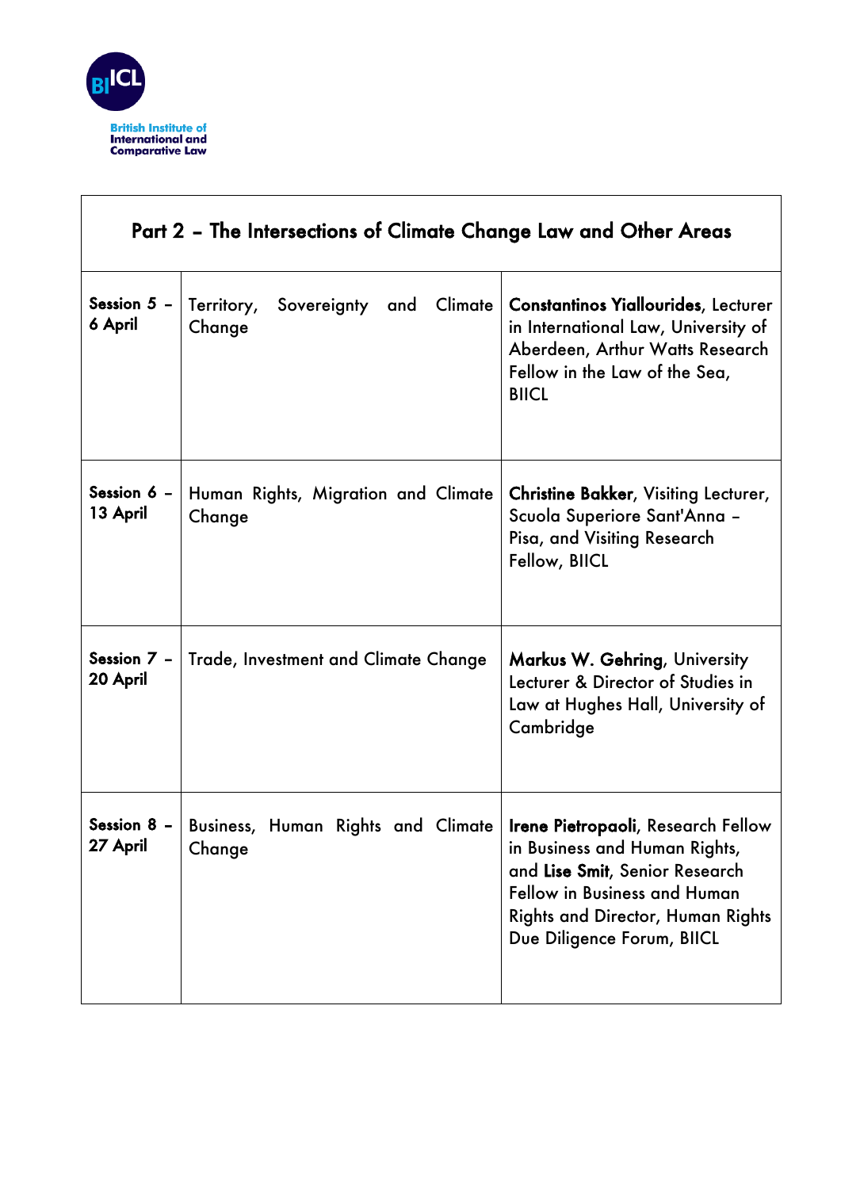| Part 2 – The Intersections of Climate Change Law and Other Areas | | |
|---|---|---|
| **Session 5 – 6 April** | Territory, Sovereignty and Climate Change | **Constantinos Yiallourides**, Lecturer in International Law, University of Aberdeen, Arthur Watts Research Fellow in the Law of the Sea, BIICL |
| **Session 6 – 13 April** | Human Rights, Migration and Climate Change | **Christine Bakker**, Visiting Lecturer, Scuola Superiore Sant'Anna – Pisa, and Visiting Research Fellow, BIICL |
| **Session 7 – 20 April** | Trade, Investment and Climate Change | **Markus W. Gehring**, University Lecturer & Director of Studies in Law at Hughes Hall, University of Cambridge |
| **Session 8 – 27 April** | Business, Human Rights and Climate Change | **Irene Pietropaoli**, Research Fellow in Business and Human Rights, and **Lise Smit**, Senior Research Fellow in Business and Human Rights and Director, Human Rights Due Diligence Forum, BIICL |